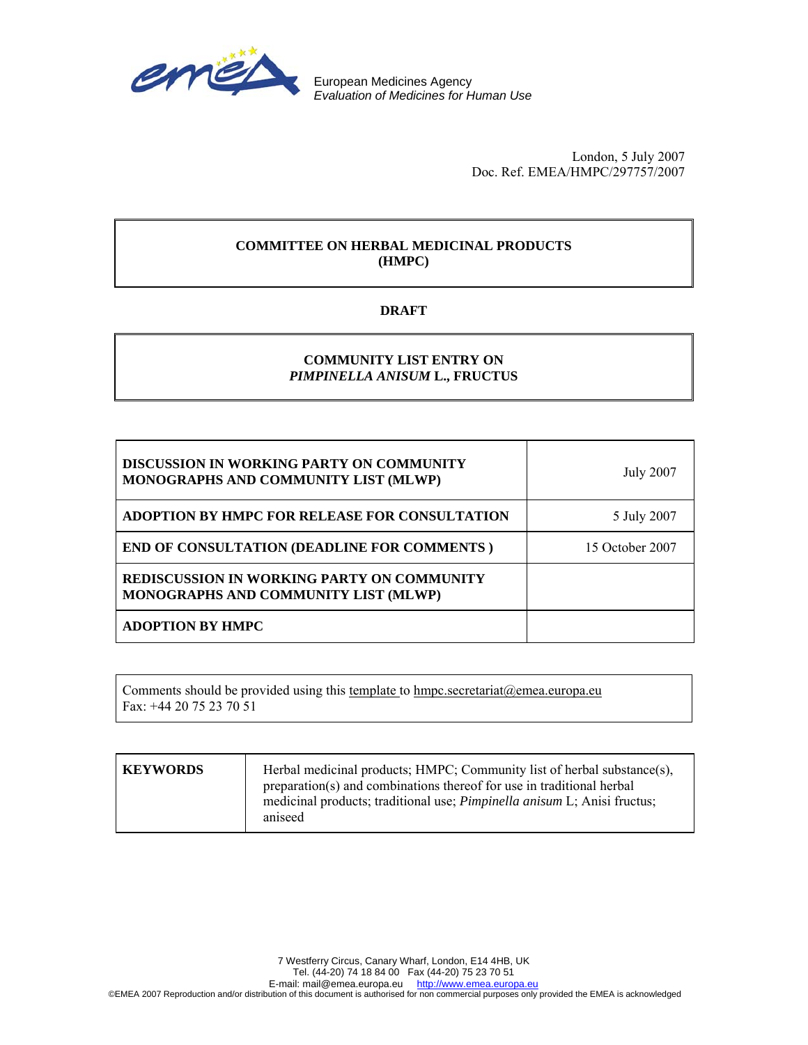European Medicines Agency
*Evaluation of Medicines for Human Use*

London, 5 July 2007
Doc. Ref. EMEA/HMPC/297757/2007

**COMMITTEE ON HERBAL MEDICINAL PRODUCTS (HMPC)**

**DRAFT**

**COMMUNITY LIST ENTRY ON *PIMPINELLA ANISUM* L., FRUCTUS**

| | |
|---|---|
| **DISCUSSION IN WORKING PARTY ON COMMUNITY MONOGRAPHS AND COMMUNITY LIST (MLWP)** | July 2007 |
| **ADOPTION BY HMPC FOR RELEASE FOR CONSULTATION** | 5 July 2007 |
| **END OF CONSULTATION (DEADLINE FOR COMMENTS )** | 15 October 2007 |
| **REDISCUSSION IN WORKING PARTY ON COMMUNITY MONOGRAPHS AND COMMUNITY LIST (MLWP)** | |
| **ADOPTION BY HMPC** | |

Comments should be provided using this template to hmpc.secretariat@emea.europa.eu
Fax: +44 20 75 23 70 51

| | |
|---|---|
| **KEYWORDS** | Herbal medicinal products; HMPC; Community list of herbal substance(s), preparation(s) and combinations thereof for use in traditional herbal medicinal products; traditional use; *Pimpinella anisum* L; Anisi fructus; aniseed |

7 Westferry Circus, Canary Wharf, London, E14 4HB, UK
Tel. (44-20) 74 18 84 00 Fax (44-20) 75 23 70 51
E-mail: mail@emea.europa.eu http://www.emea.europa.eu
©EMEA 2007 Reproduction and/or distribution of this document is authorised for non commercial purposes only provided the EMEA is acknowledged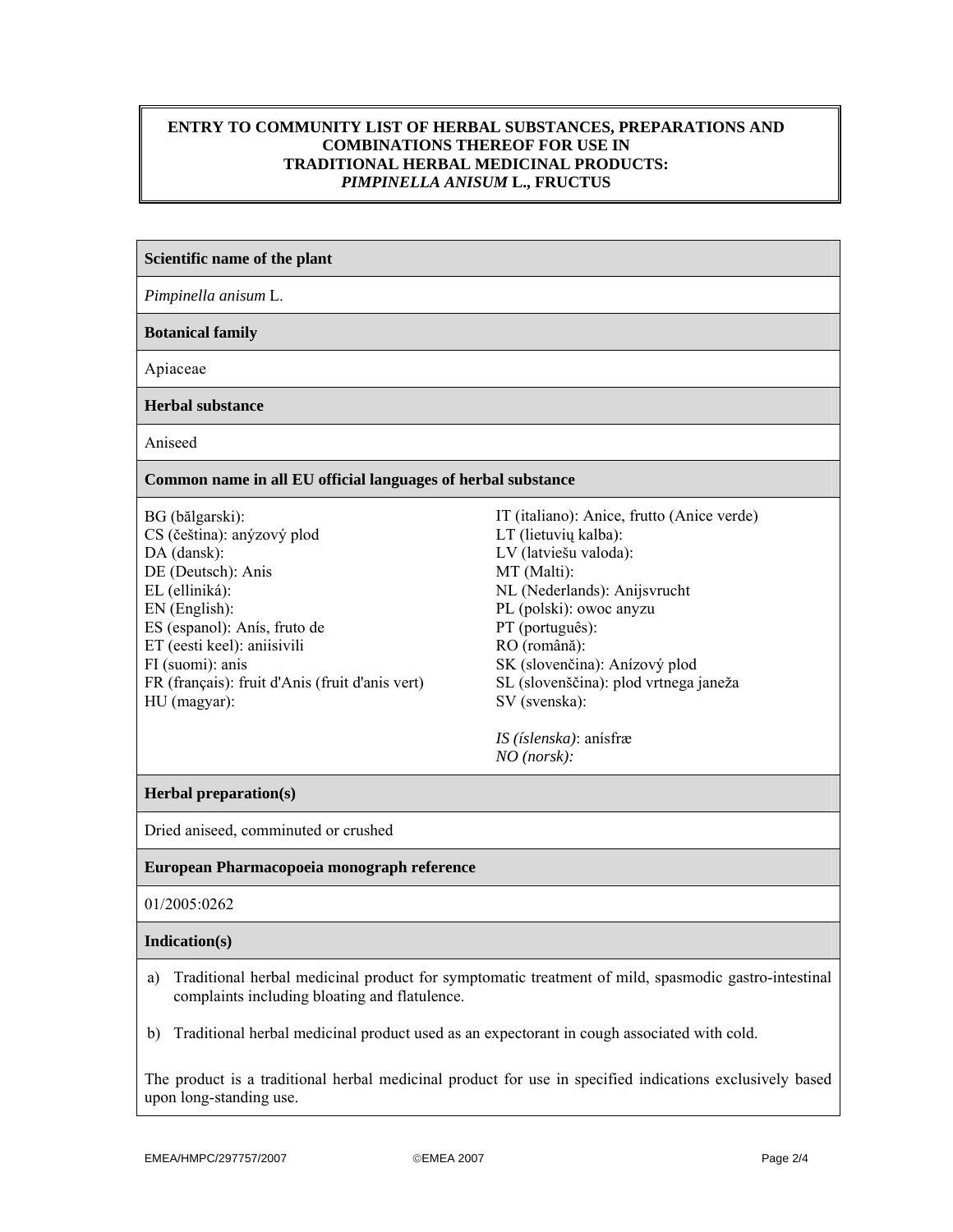**ENTRY TO COMMUNITY LIST OF HERBAL SUBSTANCES, PREPARATIONS AND COMBINATIONS THEREOF FOR USE IN TRADITIONAL HERBAL MEDICINAL PRODUCTS: *PIMPINELLA ANISUM* L., FRUCTUS**

| **Scientific name of the plant** |
|---|
| *Pimpinella anisum* L. |
| **Botanical family** |
| Apiaceae |
| **Herbal substance** |
| Aniseed |
| **Common name in all EU official languages of herbal substance** |
| BG (bălgarski):<br>CS (čeština): anýzový plod<br>DA (dansk):<br>DE (Deutsch): Anis<br>EL (elliniká):<br>EN (English):<br>ES (espanol): Anís, fruto de<br>ET (eesti keel): aniisivili<br>FI (suomi): anis<br>FR (français): fruit d'Anis (fruit d'anis vert)<br>HU (magyar):<br>IT (italiano): Anice, frutto (Anice verde)<br>LT (lietuvių kalba):<br>LV (latviešu valoda):<br>MT (Malti):<br>NL (Nederlands): Anijsvrucht<br>PL (polski): owoc anyzu<br>PT (português):<br>RO (română):<br>SK (slovenčina): Anízový plod<br>SL (slovenščina): plod vrtnega janeža<br>SV (svenska):<br><br>*IS (íslenska)*: anísfræ<br>*NO (norsk):* |
| **Herbal preparation(s)** |
| Dried aniseed, comminuted or crushed |
| **European Pharmacopoeia monograph reference** |
| 01/2005:0262 |
| **Indication(s)** |
| a) Traditional herbal medicinal product for symptomatic treatment of mild, spasmodic gastro-intestinal complaints including bloating and flatulence.<br><br>b) Traditional herbal medicinal product used as an expectorant in cough associated with cold.<br><br>The product is a traditional herbal medicinal product for use in specified indications exclusively based upon long-standing use. |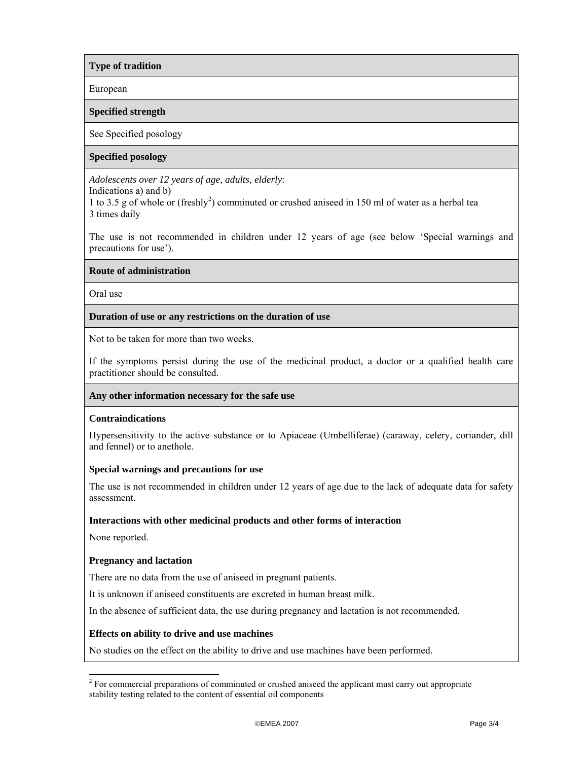**Type of tradition**

European

**Specified strength**

See Specified posology

**Specified posology**

*Adolescents over 12 years of age, adults, elderly*:
Indications a) and b)
1 to 3.5 g of whole or (freshly[2]) comminuted or crushed aniseed in 150 ml of water as a herbal tea
3 times daily

The use is not recommended in children under 12 years of age (see below 'Special warnings and precautions for use').

**Route of administration**

Oral use

**Duration of use or any restrictions on the duration of use**

Not to be taken for more than two weeks.

If the symptoms persist during the use of the medicinal product, a doctor or a qualified health care practitioner should be consulted.

**Any other information necessary for the safe use**

**Contraindications**

Hypersensitivity to the active substance or to Apiaceae (Umbelliferae) (caraway, celery, coriander, dill and fennel) or to anethole.

**Special warnings and precautions for use**

The use is not recommended in children under 12 years of age due to the lack of adequate data for safety assessment.

**Interactions with other medicinal products and other forms of interaction**

None reported.

**Pregnancy and lactation**

There are no data from the use of aniseed in pregnant patients.

It is unknown if aniseed constituents are excreted in human breast milk.

In the absence of sufficient data, the use during pregnancy and lactation is not recommended.

**Effects on ability to drive and use machines**

No studies on the effect on the ability to drive and use machines have been performed.

---

[2] For commercial preparations of comminuted or crushed aniseed the applicant must carry out appropriate stability testing related to the content of essential oil components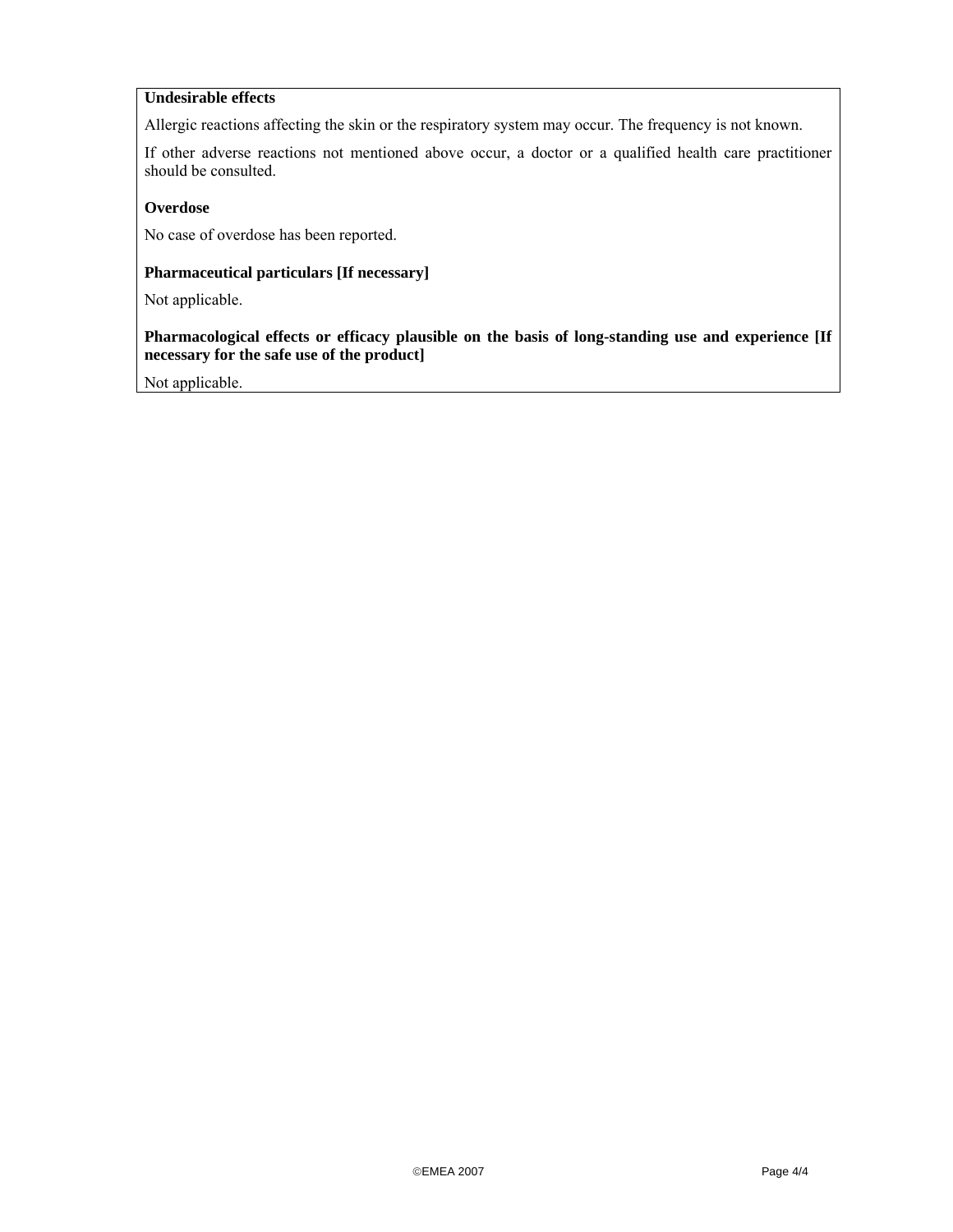**Undesirable effects**

Allergic reactions affecting the skin or the respiratory system may occur. The frequency is not known.

If other adverse reactions not mentioned above occur, a doctor or a qualified health care practitioner should be consulted.

**Overdose**

No case of overdose has been reported.

**Pharmaceutical particulars [If necessary]**

Not applicable.

**Pharmacological effects or efficacy plausible on the basis of long-standing use and experience [If necessary for the safe use of the product]**

Not applicable.